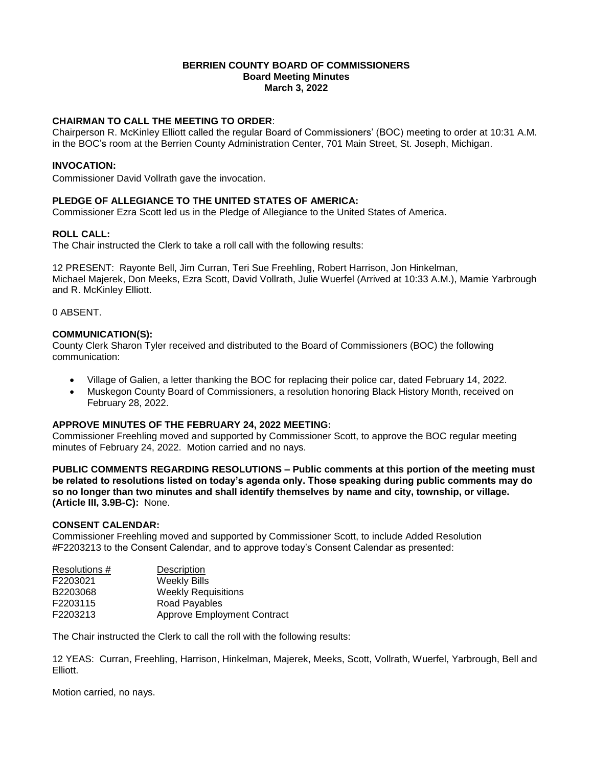**BERRIEN COUNTY BOARD OF COMMISSIONERS**
**Board Meeting Minutes**
**March 3, 2022**

**CHAIRMAN TO CALL THE MEETING TO ORDER**:
Chairperson R. McKinley Elliott called the regular Board of Commissioners' (BOC) meeting to order at 10:31 A.M. in the BOC's room at the Berrien County Administration Center, 701 Main Street, St. Joseph, Michigan.

**INVOCATION:**
Commissioner David Vollrath gave the invocation.

**PLEDGE OF ALLEGIANCE TO THE UNITED STATES OF AMERICA:**
Commissioner Ezra Scott led us in the Pledge of Allegiance to the United States of America.

**ROLL CALL:**
The Chair instructed the Clerk to take a roll call with the following results:

12 PRESENT: Rayonte Bell, Jim Curran, Teri Sue Freehling, Robert Harrison, Jon Hinkelman, Michael Majerek, Don Meeks, Ezra Scott, David Vollrath, Julie Wuerfel (Arrived at 10:33 A.M.), Mamie Yarbrough and R. McKinley Elliott.

0 ABSENT.

**COMMUNICATION(S):**
County Clerk Sharon Tyler received and distributed to the Board of Commissioners (BOC) the following communication:

- Village of Galien, a letter thanking the BOC for replacing their police car, dated February 14, 2022.
- Muskegon County Board of Commissioners, a resolution honoring Black History Month, received on February 28, 2022.

**APPROVE MINUTES OF THE FEBRUARY 24, 2022 MEETING:**
Commissioner Freehling moved and supported by Commissioner Scott, to approve the BOC regular meeting minutes of February 24, 2022. Motion carried and no nays.

**PUBLIC COMMENTS REGARDING RESOLUTIONS – Public comments at this portion of the meeting must be related to resolutions listed on today's agenda only. Those speaking during public comments may do so no longer than two minutes and shall identify themselves by name and city, township, or village. (Article III, 3.9B-C):** None.

**CONSENT CALENDAR:**
Commissioner Freehling moved and supported by Commissioner Scott, to include Added Resolution #F2203213 to the Consent Calendar, and to approve today's Consent Calendar as presented:

| Resolutions # | Description |
|---|---|
| F2203021 | Weekly Bills |
| B2203068 | Weekly Requisitions |
| F2203115 | Road Payables |
| F2203213 | Approve Employment Contract |

The Chair instructed the Clerk to call the roll with the following results:

12 YEAS: Curran, Freehling, Harrison, Hinkelman, Majerek, Meeks, Scott, Vollrath, Wuerfel, Yarbrough, Bell and Elliott.

Motion carried, no nays.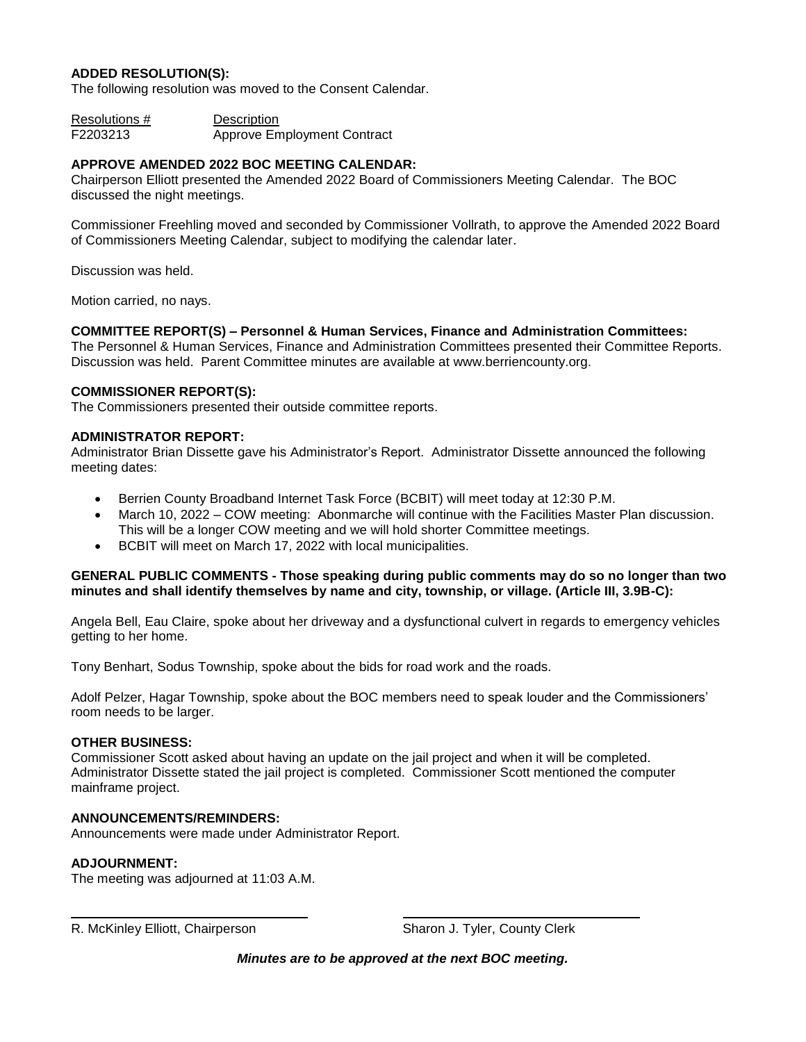**ADDED RESOLUTION(S):**

The following resolution was moved to the Consent Calendar.

| Resolutions # | Description |
| --- | --- |
| F2203213 | Approve Employment Contract |

**APPROVE AMENDED 2022 BOC MEETING CALENDAR:**

Chairperson Elliott presented the Amended 2022 Board of Commissioners Meeting Calendar. The BOC discussed the night meetings.

Commissioner Freehling moved and seconded by Commissioner Vollrath, to approve the Amended 2022 Board of Commissioners Meeting Calendar, subject to modifying the calendar later.

Discussion was held.

Motion carried, no nays.

**COMMITTEE REPORT(S) – Personnel & Human Services, Finance and Administration Committees:**

The Personnel & Human Services, Finance and Administration Committees presented their Committee Reports. Discussion was held. Parent Committee minutes are available at www.berriencounty.org.

**COMMISSIONER REPORT(S):**

The Commissioners presented their outside committee reports.

**ADMINISTRATOR REPORT:**

Administrator Brian Dissette gave his Administrator's Report. Administrator Dissette announced the following meeting dates:

- Berrien County Broadband Internet Task Force (BCBIT) will meet today at 12:30 P.M.
- March 10, 2022 – COW meeting: Abonmarche will continue with the Facilities Master Plan discussion. This will be a longer COW meeting and we will hold shorter Committee meetings.
- BCBIT will meet on March 17, 2022 with local municipalities.

**GENERAL PUBLIC COMMENTS - Those speaking during public comments may do so no longer than two minutes and shall identify themselves by name and city, township, or village. (Article III, 3.9B-C):**

Angela Bell, Eau Claire, spoke about her driveway and a dysfunctional culvert in regards to emergency vehicles getting to her home.

Tony Benhart, Sodus Township, spoke about the bids for road work and the roads.

Adolf Pelzer, Hagar Township, spoke about the BOC members need to speak louder and the Commissioners' room needs to be larger.

**OTHER BUSINESS:**

Commissioner Scott asked about having an update on the jail project and when it will be completed. Administrator Dissette stated the jail project is completed. Commissioner Scott mentioned the computer mainframe project.

**ANNOUNCEMENTS/REMINDERS:**

Announcements were made under Administrator Report.

**ADJOURNMENT:**

The meeting was adjourned at 11:03 A.M.

R. McKinley Elliott, Chairperson

Sharon J. Tyler, County Clerk

***Minutes are to be approved at the next BOC meeting.***